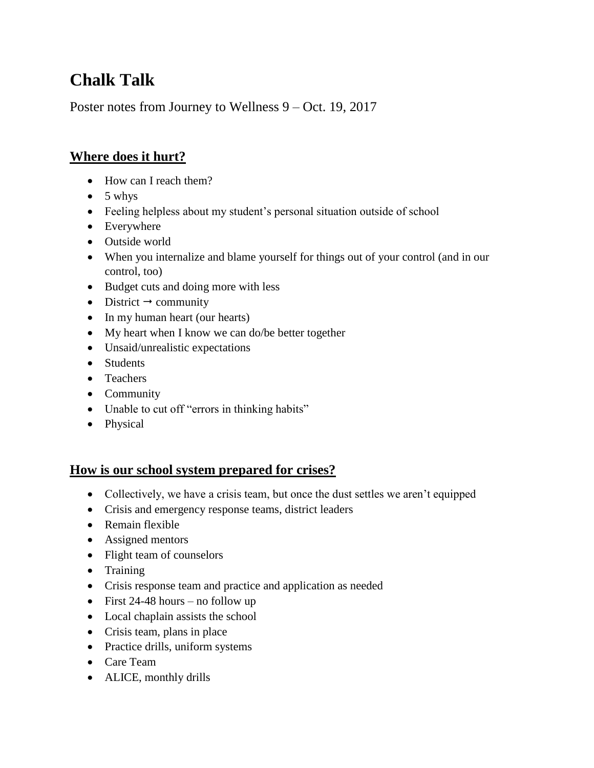# Chalk Talk

Poster notes from Journey to Wellness 9 – Oct. 19, 2017

## Where does it hurt?

- How can I reach them?
- 5 whys
- Feeling helpless about my student's personal situation outside of school
- Everywhere
- Outside world
- When you internalize and blame yourself for things out of your control (and in our control, too)
- Budget cuts and doing more with less
- District → community
- In my human heart (our hearts)
- My heart when I know we can do/be better together
- Unsaid/unrealistic expectations
- Students
- Teachers
- Community
- Unable to cut off "errors in thinking habits"
- Physical

## How is our school system prepared for crises?

- Collectively, we have a crisis team, but once the dust settles we aren't equipped
- Crisis and emergency response teams, district leaders
- Remain flexible
- Assigned mentors
- Flight team of counselors
- Training
- Crisis response team and practice and application as needed
- First 24-48 hours – no follow up
- Local chaplain assists the school
- Crisis team, plans in place
- Practice drills, uniform systems
- Care Team
- ALICE, monthly drills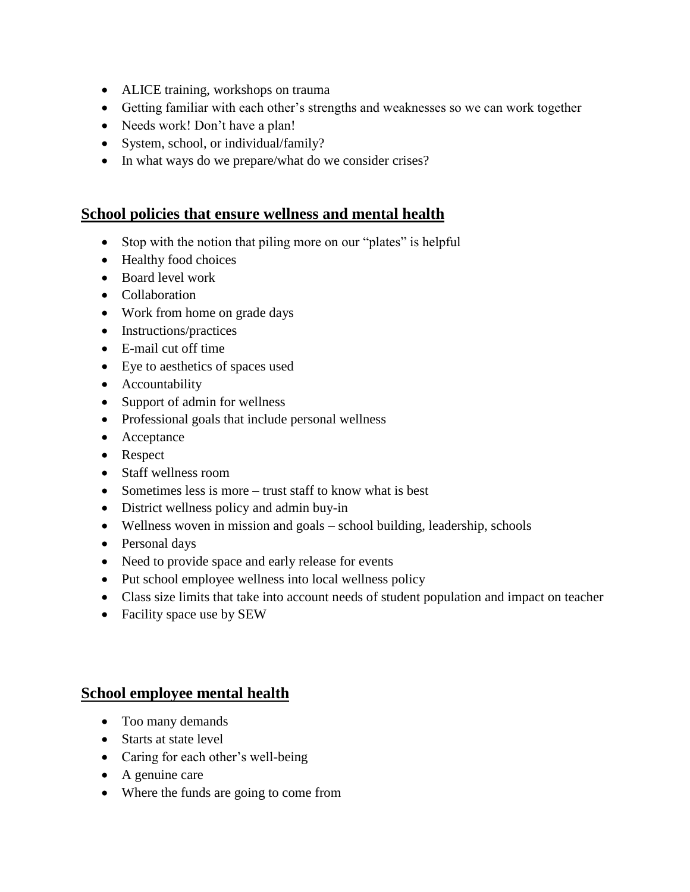- ALICE training, workshops on trauma
- Getting familiar with each other's strengths and weaknesses so we can work together
- Needs work! Don't have a plan!
- System, school, or individual/family?
- In what ways do we prepare/what do we consider crises?

## School policies that ensure wellness and mental health

- Stop with the notion that piling more on our "plates" is helpful
- Healthy food choices
- Board level work
- Collaboration
- Work from home on grade days
- Instructions/practices
- E-mail cut off time
- Eye to aesthetics of spaces used
- Accountability
- Support of admin for wellness
- Professional goals that include personal wellness
- Acceptance
- Respect
- Staff wellness room
- Sometimes less is more – trust staff to know what is best
- District wellness policy and admin buy-in
- Wellness woven in mission and goals – school building, leadership, schools
- Personal days
- Need to provide space and early release for events
- Put school employee wellness into local wellness policy
- Class size limits that take into account needs of student population and impact on teacher
- Facility space use by SEW

## School employee mental health

- Too many demands
- Starts at state level
- Caring for each other's well-being
- A genuine care
- Where the funds are going to come from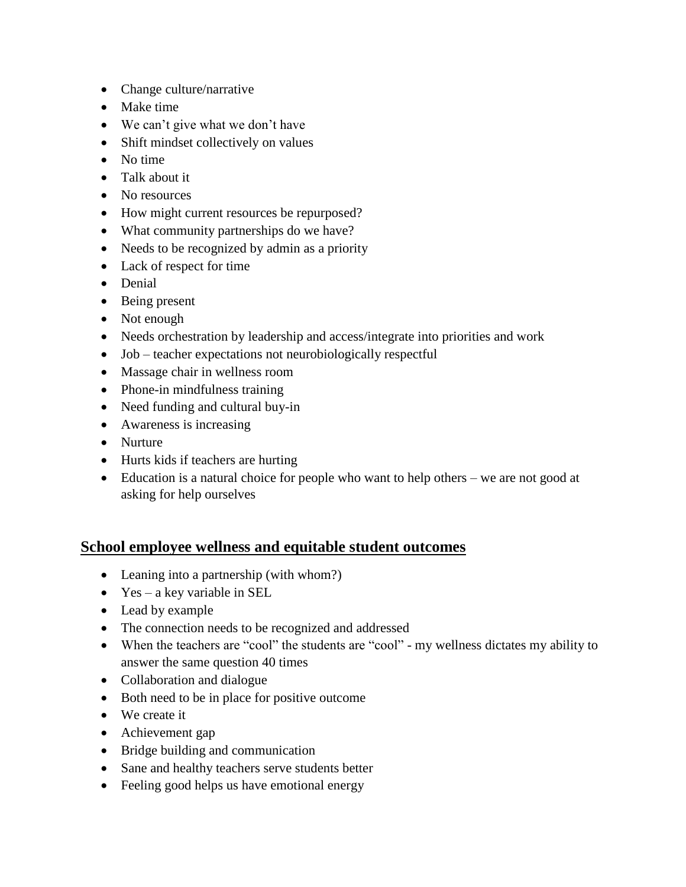- Change culture/narrative
- Make time
- We can't give what we don't have
- Shift mindset collectively on values
- No time
- Talk about it
- No resources
- How might current resources be repurposed?
- What community partnerships do we have?
- Needs to be recognized by admin as a priority
- Lack of respect for time
- Denial
- Being present
- Not enough
- Needs orchestration by leadership and access/integrate into priorities and work
- Job – teacher expectations not neurobiologically respectful
- Massage chair in wellness room
- Phone-in mindfulness training
- Need funding and cultural buy-in
- Awareness is increasing
- Nurture
- Hurts kids if teachers are hurting
- Education is a natural choice for people who want to help others – we are not good at asking for help ourselves

## School employee wellness and equitable student outcomes

- Leaning into a partnership (with whom?)
- Yes – a key variable in SEL
- Lead by example
- The connection needs to be recognized and addressed
- When the teachers are "cool" the students are "cool" - my wellness dictates my ability to answer the same question 40 times
- Collaboration and dialogue
- Both need to be in place for positive outcome
- We create it
- Achievement gap
- Bridge building and communication
- Sane and healthy teachers serve students better
- Feeling good helps us have emotional energy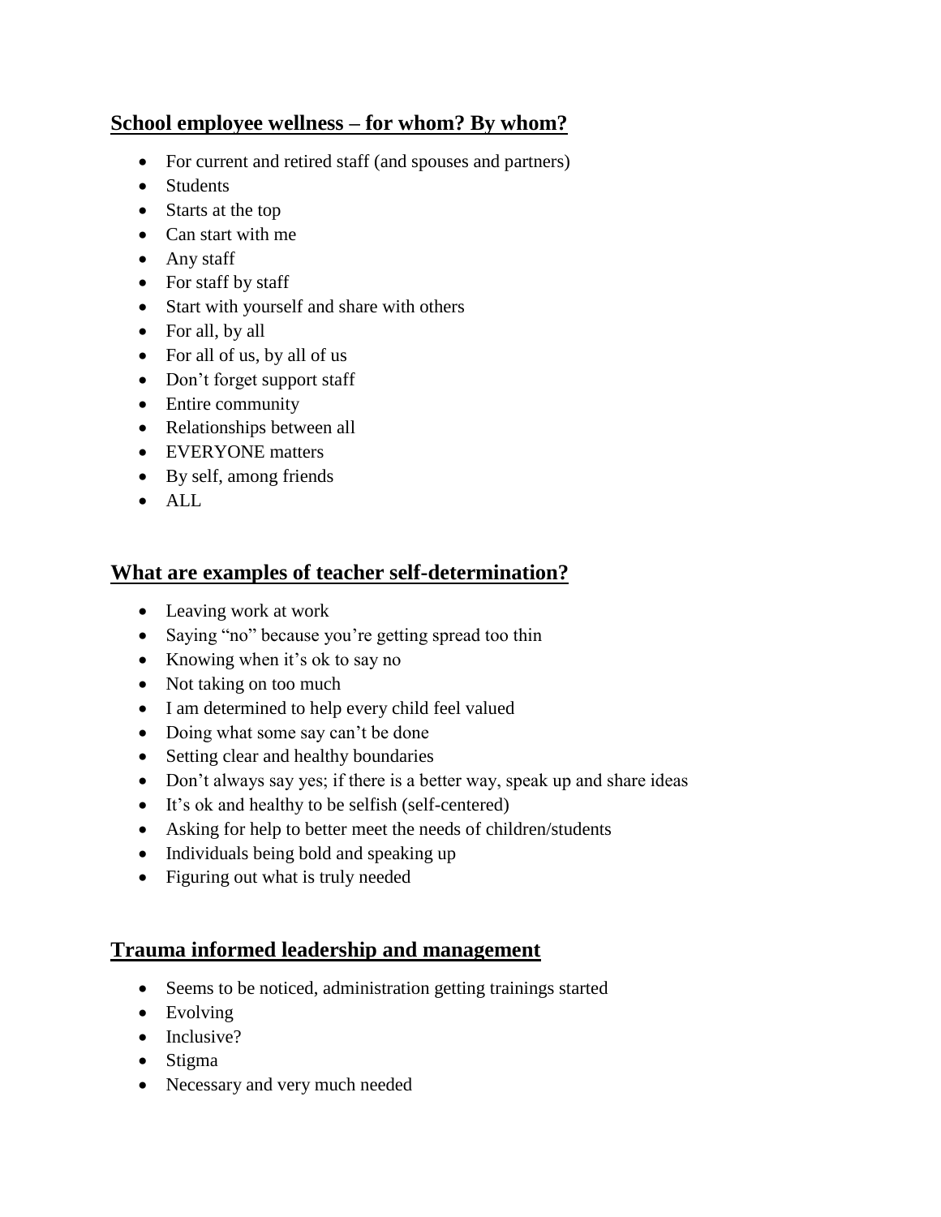## School employee wellness – for whom? By whom?

- For current and retired staff (and spouses and partners)
- Students
- Starts at the top
- Can start with me
- Any staff
- For staff by staff
- Start with yourself and share with others
- For all, by all
- For all of us, by all of us
- Don't forget support staff
- Entire community
- Relationships between all
- EVERYONE matters
- By self, among friends
- ALL

## What are examples of teacher self-determination?

- Leaving work at work
- Saying "no" because you're getting spread too thin
- Knowing when it's ok to say no
- Not taking on too much
- I am determined to help every child feel valued
- Doing what some say can't be done
- Setting clear and healthy boundaries
- Don't always say yes; if there is a better way, speak up and share ideas
- It's ok and healthy to be selfish (self-centered)
- Asking for help to better meet the needs of children/students
- Individuals being bold and speaking up
- Figuring out what is truly needed

## Trauma informed leadership and management

- Seems to be noticed, administration getting trainings started
- Evolving
- Inclusive?
- Stigma
- Necessary and very much needed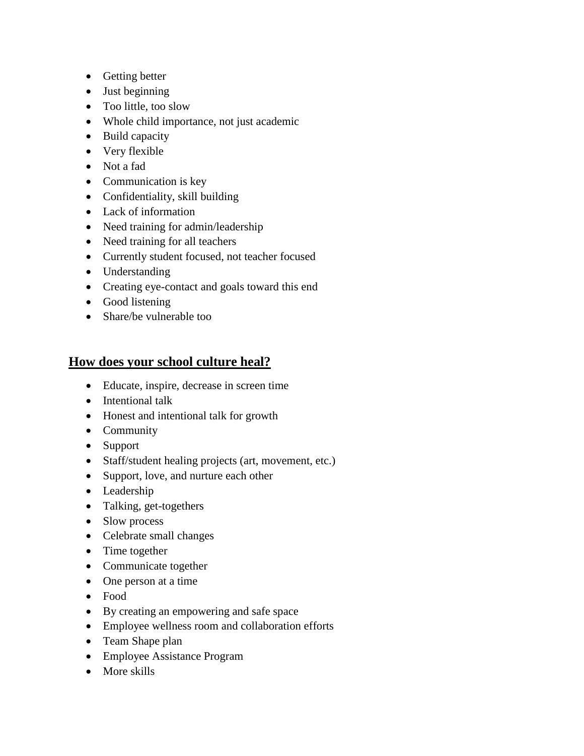- Getting better
- Just beginning
- Too little, too slow
- Whole child importance, not just academic
- Build capacity
- Very flexible
- Not a fad
- Communication is key
- Confidentiality, skill building
- Lack of information
- Need training for admin/leadership
- Need training for all teachers
- Currently student focused, not teacher focused
- Understanding
- Creating eye-contact and goals toward this end
- Good listening
- Share/be vulnerable too

## How does your school culture heal?

- Educate, inspire, decrease in screen time
- Intentional talk
- Honest and intentional talk for growth
- Community
- Support
- Staff/student healing projects (art, movement, etc.)
- Support, love, and nurture each other
- Leadership
- Talking, get-togethers
- Slow process
- Celebrate small changes
- Time together
- Communicate together
- One person at a time
- Food
- By creating an empowering and safe space
- Employee wellness room and collaboration efforts
- Team Shape plan
- Employee Assistance Program
- More skills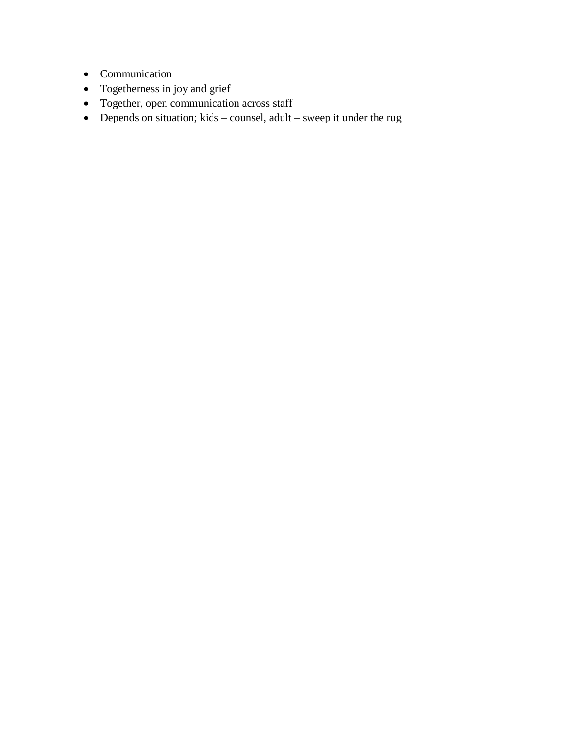- Communication
- Togetherness in joy and grief
- Together, open communication across staff
- Depends on situation; kids – counsel, adult – sweep it under the rug